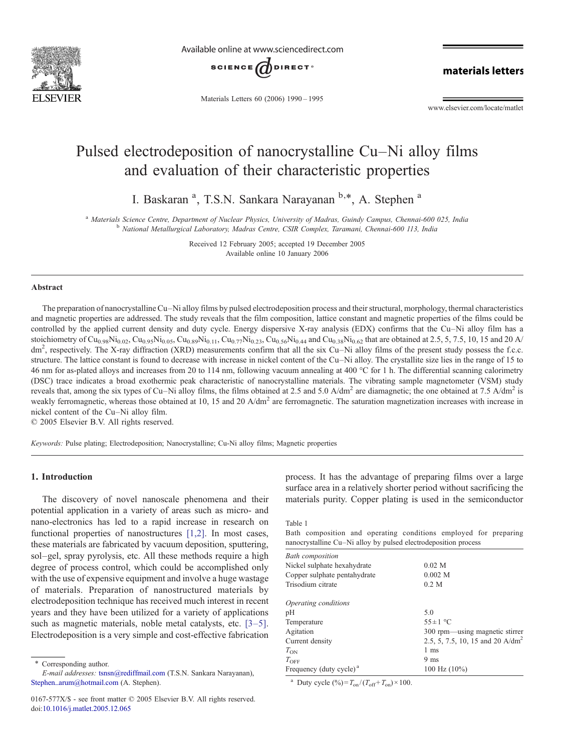# Pulsed electrodeposition of nanocrystalline Cu–Ni alloy films and evaluation of their characteristic properties

I. Baskaran [a], T.S.N. Sankara Narayanan [b,*], A. Stephen [a]

[a] Materials Science Centre, Department of Nuclear Physics, University of Madras, Guindy Campus, Chennai-600 025, India
[b] National Metallurgical Laboratory, Madras Centre, CSIR Complex, Taramani, Chennai-600 113, India

Received 12 February 2005; accepted 19 December 2005
Available online 10 January 2006

## Abstract

The preparation of nanocrystalline Cu–Ni alloy films by pulsed electrodeposition process and their structural, morphology, thermal characteristics and magnetic properties are addressed. The study reveals that the film composition, lattice constant and magnetic properties of the films could be controlled by the applied current density and duty cycle. Energy dispersive X-ray analysis (EDX) confirms that the Cu–Ni alloy film has a stoichiometry of $Cu_{0.98}Ni_{0.02}$, $Cu_{0.95}Ni_{0.05}$, $Cu_{0.89}Ni_{0.11}$, $Cu_{0.77}Ni_{0.23}$, $Cu_{0.56}Ni_{0.44}$ and $Cu_{0.38}Ni_{0.62}$ that are obtained at 2.5, 5, 7.5, 10, 15 and 20 A/dm$^2$, respectively. The X-ray diffraction (XRD) measurements confirm that all the six Cu–Ni alloy films of the present study possess the f.c.c. structure. The lattice constant is found to decrease with increase in nickel content of the Cu–Ni alloy. The crystallite size lies in the range of 15 to 46 nm for as-plated alloys and increases from 20 to 114 nm, following vacuum annealing at 400 °C for 1 h. The differential scanning calorimetry (DSC) trace indicates a broad exothermic peak characteristic of nanocrystalline materials. The vibrating sample magnetometer (VSM) study reveals that, among the six types of Cu–Ni alloy films, the films obtained at 2.5 and 5.0 A/dm$^2$ are diamagnetic; the one obtained at 7.5 A/dm$^2$ is weakly ferromagnetic, whereas those obtained at 10, 15 and 20 A/dm$^2$ are ferromagnetic. The saturation magnetization increases with increase in nickel content of the Cu–Ni alloy film.

© 2005 Elsevier B.V. All rights reserved.

*Keywords:* Pulse plating; Electrodeposition; Nanocrystalline; Cu-Ni alloy films; Magnetic properties

## 1. Introduction

The discovery of novel nanoscale phenomena and their potential application in a variety of areas such as micro- and nano-electronics has led to a rapid increase in research on functional properties of nanostructures [1,2]. In most cases, these materials are fabricated by vacuum deposition, sputtering, sol–gel, spray pyrolysis, etc. All these methods require a high degree of process control, which could be accomplished only with the use of expensive equipment and involve a huge wastage of materials. Preparation of nanostructured materials by electrodeposition technique has received much interest in recent years and they have been utilized for a variety of applications such as magnetic materials, noble metal catalysts, etc. [3–5]. Electrodeposition is a very simple and cost-effective fabrication process. It has the advantage of preparing films over a large surface area in a relatively shorter period without sacrificing the materials purity. Copper plating is used in the semiconductor

Table 1
Bath composition and operating conditions employed for preparing nanocrystalline Cu–Ni alloy by pulsed electrodeposition process

| | |
|---|---|
| *Bath composition* | |
| Nickel sulphate hexahydrate | 0.02 M |
| Copper sulphate pentahydrate | 0.002 M |
| Trisodium citrate | 0.2 M |
| | |
| *Operating conditions* | |
| pH | 5.0 |
| Temperature | 55 ± 1 °C |
| Agitation | 300 rpm—using magnetic stirrer |
| Current density | 2.5, 5, 7.5, 10, 15 and 20 A/dm$^2$ |
| $T_{ON}$ | 1 ms |
| $T_{OFF}$ | 9 ms |
| Frequency (duty cycle) [a] | 100 Hz (10%) |

[a] Duty cycle (%) = $T_{on}/(T_{off}+T_{on})\times 100$.

\* Corresponding author.
*E-mail addresses:* tsnsn@rediffmail.com (T.S.N. Sankara Narayanan), Stephen_arum@hotmail.com (A. Stephen).

0167-577X/$ - see front matter © 2005 Elsevier B.V. All rights reserved.
doi:10.1016/j.matlet.2005.12.065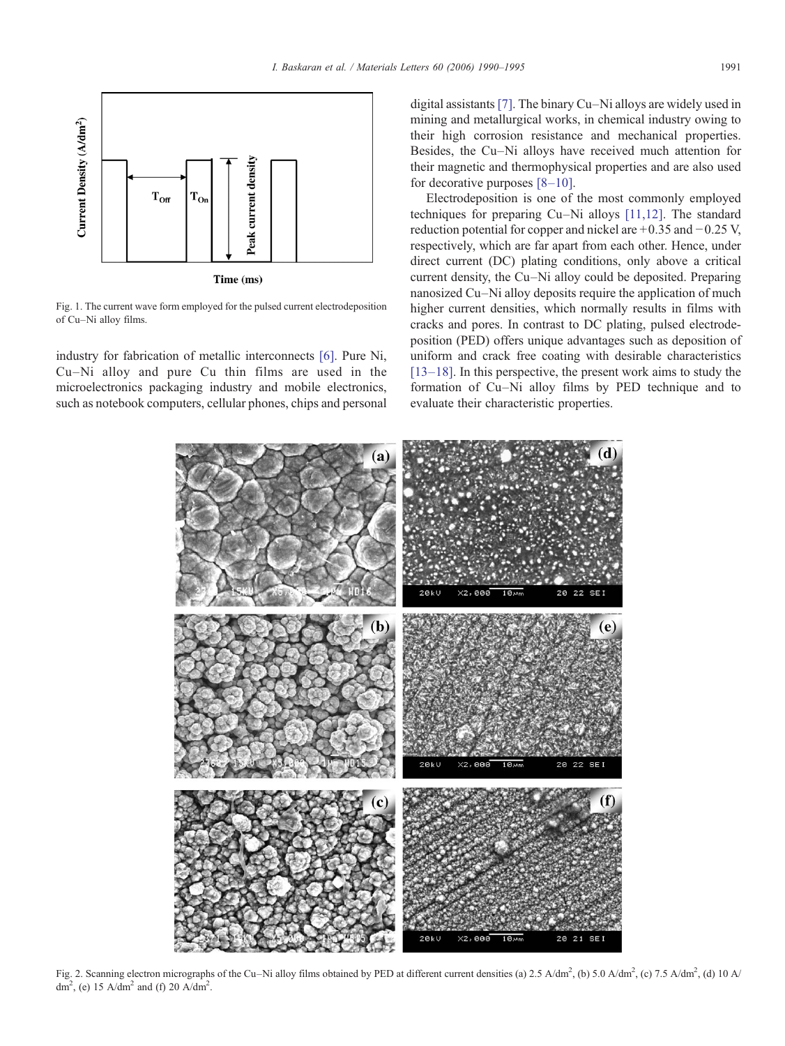Fig. 1. The current wave form employed for the pulsed current electrodeposition of Cu–Ni alloy films.

industry for fabrication of metallic interconnects [6]. Pure Ni, Cu–Ni alloy and pure Cu thin films are used in the microelectronics packaging industry and mobile electronics, such as notebook computers, cellular phones, chips and personal digital assistants [7]. The binary Cu–Ni alloys are widely used in mining and metallurgical works, in chemical industry owing to their high corrosion resistance and mechanical properties. Besides, the Cu–Ni alloys have received much attention for their magnetic and thermophysical properties and are also used for decorative purposes [8–10].

Electrodeposition is one of the most commonly employed techniques for preparing Cu–Ni alloys [11,12]. The standard reduction potential for copper and nickel are +0.35 and −0.25 V, respectively, which are far apart from each other. Hence, under direct current (DC) plating conditions, only above a critical current density, the Cu–Ni alloy could be deposited. Preparing nanosized Cu–Ni alloy deposits require the application of much higher current densities, which normally results in films with cracks and pores. In contrast to DC plating, pulsed electrodeposition (PED) offers unique advantages such as deposition of uniform and crack free coating with desirable characteristics [13–18]. In this perspective, the present work aims to study the formation of Cu–Ni alloy films by PED technique and to evaluate their characteristic properties.

Fig. 2. Scanning electron micrographs of the Cu–Ni alloy films obtained by PED at different current densities (a) 2.5 A/dm$^2$, (b) 5.0 A/dm$^2$, (c) 7.5 A/dm$^2$, (d) 10 A/dm$^2$, (e) 15 A/dm$^2$ and (f) 20 A/dm$^2$.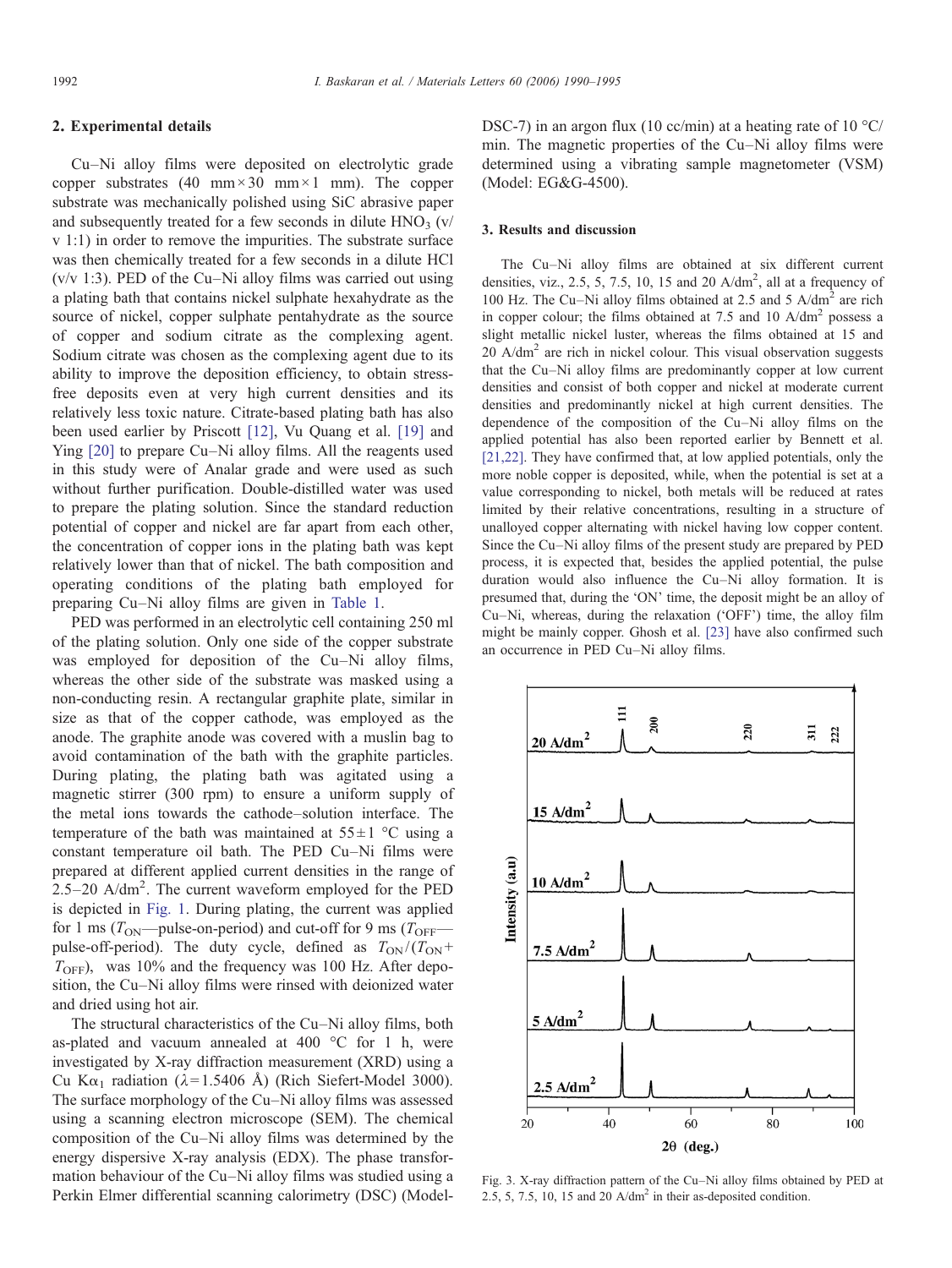## 2. Experimental details

Cu–Ni alloy films were deposited on electrolytic grade copper substrates (40 mm × 30 mm × 1 mm). The copper substrate was mechanically polished using SiC abrasive paper and subsequently treated for a few seconds in dilute $HNO_3$ (v/v 1:1) in order to remove the impurities. The substrate surface was then chemically treated for a few seconds in a dilute HCl (v/v 1:3). PED of the Cu–Ni alloy films was carried out using a plating bath that contains nickel sulphate hexahydrate as the source of nickel, copper sulphate pentahydrate as the source of copper and sodium citrate as the complexing agent. Sodium citrate was chosen as the complexing agent due to its ability to improve the deposition efficiency, to obtain stress-free deposits even at very high current densities and its relatively less toxic nature. Citrate-based plating bath has also been used earlier by Priscott [12], Vu Quang et al. [19] and Ying [20] to prepare Cu–Ni alloy films. All the reagents used in this study were of Analar grade and were used as such without further purification. Double-distilled water was used to prepare the plating solution. Since the standard reduction potential of copper and nickel are far apart from each other, the concentration of copper ions in the plating bath was kept relatively lower than that of nickel. The bath composition and operating conditions of the plating bath employed for preparing Cu–Ni alloy films are given in Table 1.

PED was performed in an electrolytic cell containing 250 ml of the plating solution. Only one side of the copper substrate was employed for deposition of the Cu–Ni alloy films, whereas the other side of the substrate was masked using a non-conducting resin. A rectangular graphite plate, similar in size as that of the copper cathode, was employed as the anode. The graphite anode was covered with a muslin bag to avoid contamination of the bath with the graphite particles. During plating, the plating bath was agitated using a magnetic stirrer (300 rpm) to ensure a uniform supply of the metal ions towards the cathode–solution interface. The temperature of the bath was maintained at 55 ± 1 °C using a constant temperature oil bath. The PED Cu–Ni films were prepared at different applied current densities in the range of 2.5–20 A/dm$^2$. The current waveform employed for the PED is depicted in Fig. 1. During plating, the current was applied for 1 ms ($T_{ON}$—pulse-on-period) and cut-off for 9 ms ($T_{OFF}$—pulse-off-period). The duty cycle, defined as $T_{ON}/(T_{ON}+T_{OFF})$, was 10% and the frequency was 100 Hz. After deposition, the Cu–Ni alloy films were rinsed with deionized water and dried using hot air.

The structural characteristics of the Cu–Ni alloy films, both as-plated and vacuum annealed at 400 °C for 1 h, were investigated by X-ray diffraction measurement (XRD) using a Cu K$\alpha_1$ radiation ($\lambda$ = 1.5406 Å) (Rich Siefert-Model 3000). The surface morphology of the Cu–Ni alloy films was assessed using a scanning electron microscope (SEM). The chemical composition of the Cu–Ni alloy films was determined by the energy dispersive X-ray analysis (EDX). The phase transformation behaviour of the Cu–Ni alloy films was studied using a Perkin Elmer differential scanning calorimetry (DSC) (Model-DSC-7) in an argon flux (10 cc/min) at a heating rate of 10 °C/min. The magnetic properties of the Cu–Ni alloy films were determined using a vibrating sample magnetometer (VSM) (Model: EG&G-4500).

## 3. Results and discussion

The Cu–Ni alloy films are obtained at six different current densities, viz., 2.5, 5, 7.5, 10, 15 and 20 A/dm$^2$, all at a frequency of 100 Hz. The Cu–Ni alloy films obtained at 2.5 and 5 A/dm$^2$ are rich in copper colour; the films obtained at 7.5 and 10 A/dm$^2$ possess a slight metallic nickel luster, whereas the films obtained at 15 and 20 A/dm$^2$ are rich in nickel colour. This visual observation suggests that the Cu–Ni alloy films are predominantly copper at low current densities and consist of both copper and nickel at moderate current densities and predominantly nickel at high current densities. The dependence of the composition of the Cu–Ni alloy films on the applied potential has also been reported earlier by Bennett et al. [21,22]. They have confirmed that, at low applied potentials, only the more noble copper is deposited, while, when the potential is set at a value corresponding to nickel, both metals will be reduced at rates limited by their relative concentrations, resulting in a structure of unalloyed copper alternating with nickel having low copper content. Since the Cu–Ni alloy films of the present study are prepared by PED process, it is expected that, besides the applied potential, the pulse duration would also influence the Cu–Ni alloy formation. It is presumed that, during the 'ON' time, the deposit might be an alloy of Cu–Ni, whereas, during the relaxation ('OFF') time, the alloy film might be mainly copper. Ghosh et al. [23] have also confirmed such an occurrence in PED Cu–Ni alloy films.

Fig. 3. X-ray diffraction pattern of the Cu–Ni alloy films obtained by PED at 2.5, 5, 7.5, 10, 15 and 20 A/dm$^2$ in their as-deposited condition.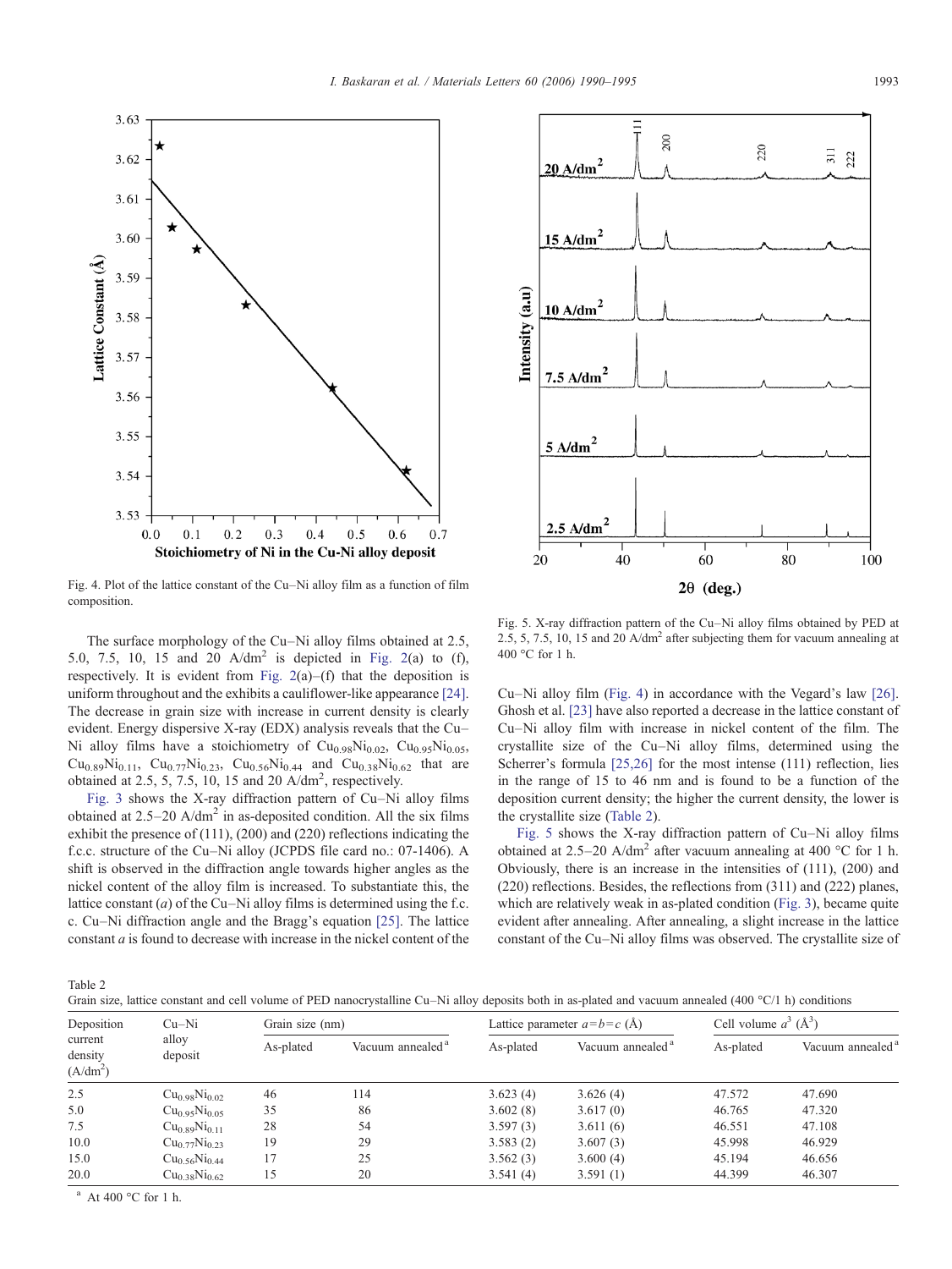Fig. 4. Plot of the lattice constant of the Cu–Ni alloy film as a function of film composition.

The surface morphology of the Cu–Ni alloy films obtained at 2.5, 5.0, 7.5, 10, 15 and 20 A/dm$^2$ is depicted in Fig. 2(a) to (f), respectively. It is evident from Fig. 2(a)–(f) that the deposition is uniform throughout and the exhibits a cauliflower-like appearance [24]. The decrease in grain size with increase in current density is clearly evident. Energy dispersive X-ray (EDX) analysis reveals that the Cu–Ni alloy films have a stoichiometry of $Cu_{0.98}Ni_{0.02}$, $Cu_{0.95}Ni_{0.05}$, $Cu_{0.89}Ni_{0.11}$, $Cu_{0.77}Ni_{0.23}$, $Cu_{0.56}Ni_{0.44}$ and $Cu_{0.38}Ni_{0.62}$ that are obtained at 2.5, 5, 7.5, 10, 15 and 20 A/dm$^2$, respectively.

Fig. 3 shows the X-ray diffraction pattern of Cu–Ni alloy films obtained at 2.5–20 A/dm$^2$ in as-deposited condition. All the six films exhibit the presence of (111), (200) and (220) reflections indicating the f.c.c. structure of the Cu–Ni alloy (JCPDS file card no.: 07-1406). A shift is observed in the diffraction angle towards higher angles as the nickel content of the alloy film is increased. To substantiate this, the lattice constant ($a$) of the Cu–Ni alloy films is determined using the f.c. c. Cu–Ni diffraction angle and the Bragg's equation [25]. The lattice constant $a$ is found to decrease with increase in the nickel content of the Cu–Ni alloy film (Fig. 4) in accordance with the Vegard's law [26]. Ghosh et al. [23] have also reported a decrease in the lattice constant of Cu–Ni alloy film with increase in nickel content of the film. The crystallite size of the Cu–Ni alloy films, determined using the Scherrer's formula [25,26] for the most intense (111) reflection, lies in the range of 15 to 46 nm and is found to be a function of the deposition current density; the higher the current density, the lower is the crystallite size (Table 2).

Fig. 5. X-ray diffraction pattern of the Cu–Ni alloy films obtained by PED at 2.5, 5, 7.5, 10, 15 and 20 A/dm$^2$ after subjecting them for vacuum annealing at 400 °C for 1 h.

Fig. 5 shows the X-ray diffraction pattern of Cu–Ni alloy films obtained at 2.5–20 A/dm$^2$ after vacuum annealing at 400 °C for 1 h. Obviously, there is an increase in the intensities of (111), (200) and (220) reflections. Besides, the reflections from (311) and (222) planes, which are relatively weak in as-plated condition (Fig. 3), became quite evident after annealing. After annealing, a slight increase in the lattice constant of the Cu–Ni alloy films was observed. The crystallite size of

Table 2
Grain size, lattice constant and cell volume of PED nanocrystalline Cu–Ni alloy deposits both in as-plated and vacuum annealed (400 °C/1 h) conditions

| Deposition current density (A/dm$^2$) | Cu–Ni alloy deposit | Grain size (nm) | | Lattice parameter $a=b=c$ (Å) | | Cell volume $a^3$ (Å$^3$) | |
|---|---|---|---|---|---|---|---|
| | | As-plated | Vacuum annealed [a] | As-plated | Vacuum annealed [a] | As-plated | Vacuum annealed [a] |
| 2.5 | $Cu_{0.98}Ni_{0.02}$ | 46 | 114 | 3.623 (4) | 3.626 (4) | 47.572 | 47.690 |
| 5.0 | $Cu_{0.95}Ni_{0.05}$ | 35 | 86 | 3.602 (8) | 3.617 (0) | 46.765 | 47.320 |
| 7.5 | $Cu_{0.89}Ni_{0.11}$ | 28 | 54 | 3.597 (3) | 3.611 (6) | 46.551 | 47.108 |
| 10.0 | $Cu_{0.77}Ni_{0.23}$ | 19 | 29 | 3.583 (2) | 3.607 (3) | 45.998 | 46.929 |
| 15.0 | $Cu_{0.56}Ni_{0.44}$ | 17 | 25 | 3.562 (3) | 3.600 (4) | 45.194 | 46.656 |
| 20.0 | $Cu_{0.38}Ni_{0.62}$ | 15 | 20 | 3.541 (4) | 3.591 (1) | 44.399 | 46.307 |

[a] At 400 °C for 1 h.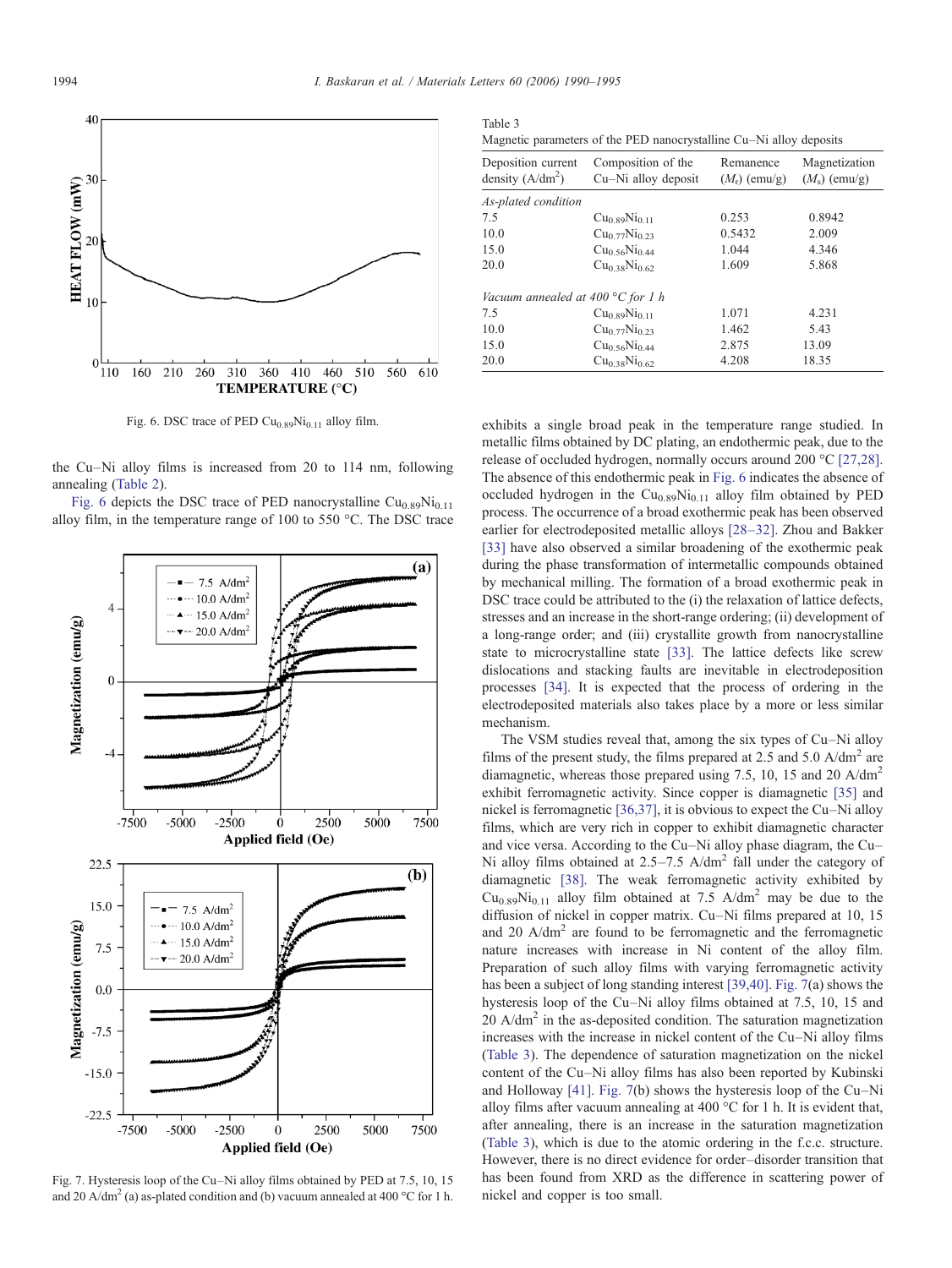the Cu–Ni alloy films is increased from 20 to 114 nm, following annealing (Table 2).

Fig. 6 depicts the DSC trace of PED nanocrystalline $Cu_{0.89}Ni_{0.11}$ alloy film, in the temperature range of 100 to 550 °C. The DSC trace exhibits a single broad peak in the temperature range studied. In metallic films obtained by DC plating, an endothermic peak, due to the release of occluded hydrogen, normally occurs around 200 °C [27,28]. The absence of this endothermic peak in Fig. 6 indicates the absence of occluded hydrogen in the $Cu_{0.89}Ni_{0.11}$ alloy film obtained by PED process. The occurrence of a broad exothermic peak has been observed earlier for electrodeposited metallic alloys [28–32]. Zhou and Bakker [33] have also observed a similar broadening of the exothermic peak during the phase transformation of intermetallic compounds obtained by mechanical milling. The formation of a broad exothermic peak in DSC trace could be attributed to the (i) the relaxation of lattice defects, stresses and an increase in the short-range ordering; (ii) development of a long-range order; and (iii) crystallite growth from nanocrystalline state to microcrystalline state [33]. The lattice defects like screw dislocations and stacking faults are inevitable in electrodeposition processes [34]. It is expected that the process of ordering in the electrodeposited materials also takes place by a more or less similar mechanism.

Fig. 6. DSC trace of PED $Cu_{0.89}Ni_{0.11}$ alloy film.

Fig. 7. Hysteresis loop of the Cu–Ni alloy films obtained by PED at 7.5, 10, 15 and 20 A/dm$^2$ (a) as-plated condition and (b) vacuum annealed at 400 °C for 1 h.

Table 3
Magnetic parameters of the PED nanocrystalline Cu–Ni alloy deposits

| Deposition current density (A/dm$^2$) | Composition of the Cu–Ni alloy deposit | Remanence ($M_r$) (emu/g) | Magnetization ($M_s$) (emu/g) |
|---|---|---|---|
| *As-plated condition* | | | |
| 7.5 | $Cu_{0.89}Ni_{0.11}$ | 0.253 | 0.8942 |
| 10.0 | $Cu_{0.77}Ni_{0.23}$ | 0.5432 | 2.009 |
| 15.0 | $Cu_{0.56}Ni_{0.44}$ | 1.044 | 4.346 |
| 20.0 | $Cu_{0.38}Ni_{0.62}$ | 1.609 | 5.868 |
| *Vacuum annealed at 400 °C for 1 h* | | | |
| 7.5 | $Cu_{0.89}Ni_{0.11}$ | 1.071 | 4.231 |
| 10.0 | $Cu_{0.77}Ni_{0.23}$ | 1.462 | 5.43 |
| 15.0 | $Cu_{0.56}Ni_{0.44}$ | 2.875 | 13.09 |
| 20.0 | $Cu_{0.38}Ni_{0.62}$ | 4.208 | 18.35 |

The VSM studies reveal that, among the six types of Cu–Ni alloy films of the present study, the films prepared at 2.5 and 5.0 A/dm$^2$ are diamagnetic, whereas those prepared using 7.5, 10, 15 and 20 A/dm$^2$ exhibit ferromagnetic activity. Since copper is diamagnetic [35] and nickel is ferromagnetic [36,37], it is obvious to expect the Cu–Ni alloy films, which are very rich in copper to exhibit diamagnetic character and vice versa. According to the Cu–Ni alloy phase diagram, the Cu–Ni alloy films obtained at 2.5–7.5 A/dm$^2$ fall under the category of diamagnetic [38]. The weak ferromagnetic activity exhibited by $Cu_{0.89}Ni_{0.11}$ alloy film obtained at 7.5 A/dm$^2$ may be due to the diffusion of nickel in copper matrix. Cu–Ni films prepared at 10, 15 and 20 A/dm$^2$ are found to be ferromagnetic and the ferromagnetic nature increases with increase in Ni content of the alloy film. Preparation of such alloy films with varying ferromagnetic activity has been a subject of long standing interest [39,40]. Fig. 7(a) shows the hysteresis loop of the Cu–Ni alloy films obtained at 7.5, 10, 15 and 20 A/dm$^2$ in the as-deposited condition. The saturation magnetization increases with the increase in nickel content of the Cu–Ni alloy films (Table 3). The dependence of saturation magnetization on the nickel content of the Cu–Ni alloy films has also been reported by Kubinski and Holloway [41]. Fig. 7(b) shows the hysteresis loop of the Cu–Ni alloy films after vacuum annealing at 400 °C for 1 h. It is evident that, after annealing, there is an increase in the saturation magnetization (Table 3), which is due to the atomic ordering in the f.c.c. structure. However, there is no direct evidence for order–disorder transition that has been found from XRD as the difference in scattering power of nickel and copper is too small.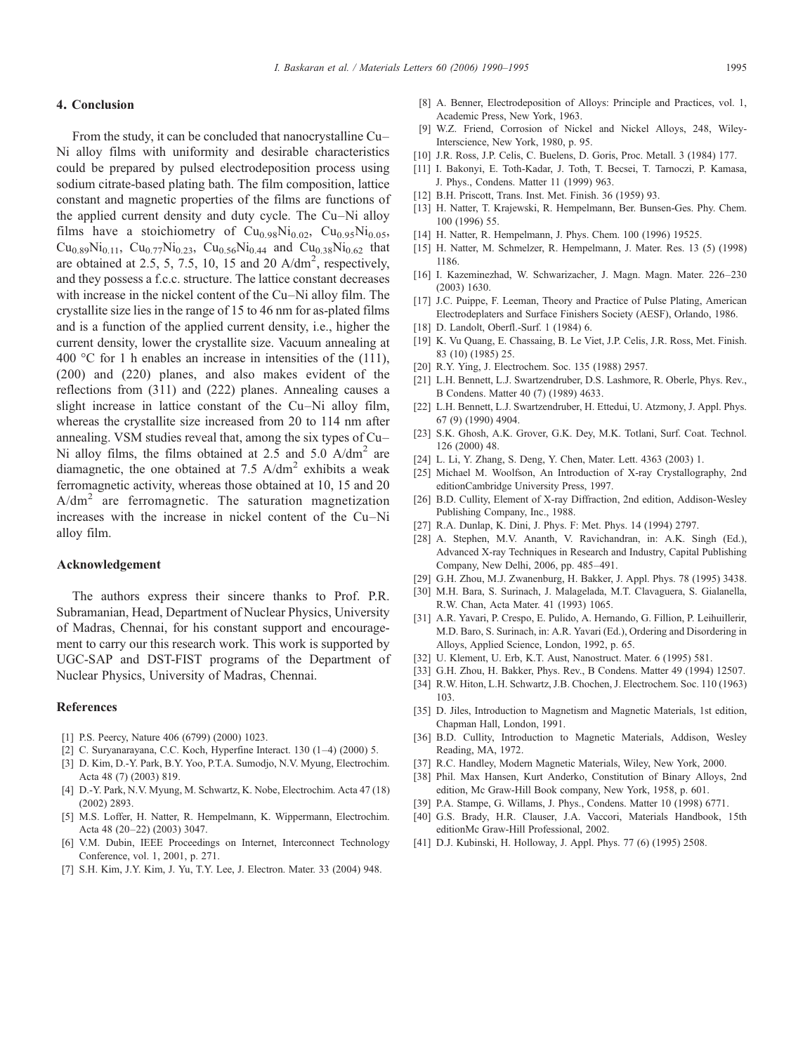## 4. Conclusion

From the study, it can be concluded that nanocrystalline Cu–Ni alloy films with uniformity and desirable characteristics could be prepared by pulsed electrodeposition process using sodium citrate-based plating bath. The film composition, lattice constant and magnetic properties of the films are functions of the applied current density and duty cycle. The Cu–Ni alloy films have a stoichiometry of $Cu_{0.98}Ni_{0.02}$, $Cu_{0.95}Ni_{0.05}$, $Cu_{0.89}Ni_{0.11}$, $Cu_{0.77}Ni_{0.23}$, $Cu_{0.56}Ni_{0.44}$ and $Cu_{0.38}Ni_{0.62}$ that are obtained at 2.5, 5, 7.5, 10, 15 and 20 A/dm$^2$, respectively, and they possess a f.c.c. structure. The lattice constant decreases with increase in the nickel content of the Cu–Ni alloy film. The crystallite size lies in the range of 15 to 46 nm for as-plated films and is a function of the applied current density, i.e., higher the current density, lower the crystallite size. Vacuum annealing at 400 °C for 1 h enables an increase in intensities of the (111), (200) and (220) planes, and also makes evident of the reflections from (311) and (222) planes. Annealing causes a slight increase in lattice constant of the Cu–Ni alloy film, whereas the crystallite size increased from 20 to 114 nm after annealing. VSM studies reveal that, among the six types of Cu–Ni alloy films, the films obtained at 2.5 and 5.0 A/dm$^2$ are diamagnetic, the one obtained at 7.5 A/dm$^2$ exhibits a weak ferromagnetic activity, whereas those obtained at 10, 15 and 20 A/dm$^2$ are ferromagnetic. The saturation magnetization increases with the increase in nickel content of the Cu–Ni alloy film.

## Acknowledgement

The authors express their sincere thanks to Prof. P.R. Subramanian, Head, Department of Nuclear Physics, University of Madras, Chennai, for his constant support and encouragement to carry our this research work. This work is supported by UGC-SAP and DST-FIST programs of the Department of Nuclear Physics, University of Madras, Chennai.

## References

[1] P.S. Peercy, Nature 406 (6799) (2000) 1023.

[2] C. Suryanarayana, C.C. Koch, Hyperfine Interact. 130 (1–4) (2000) 5.

[3] D. Kim, D.-Y. Park, B.Y. Yoo, P.T.A. Sumodjo, N.V. Myung, Electrochim. Acta 48 (7) (2003) 819.

[4] D.-Y. Park, N.V. Myung, M. Schwartz, K. Nobe, Electrochim. Acta 47 (18) (2002) 2893.

[5] M.S. Loffer, H. Natter, R. Hempelmann, K. Wippermann, Electrochim. Acta 48 (20–22) (2003) 3047.

[6] V.M. Dubin, IEEE Proceedings on Internet, Interconnect Technology Conference, vol. 1, 2001, p. 271.

[7] S.H. Kim, J.Y. Kim, J. Yu, T.Y. Lee, J. Electron. Mater. 33 (2004) 948.

[8] A. Benner, Electrodeposition of Alloys: Principle and Practices, vol. 1, Academic Press, New York, 1963.

[9] W.Z. Friend, Corrosion of Nickel and Nickel Alloys, 248, Wiley-Interscience, New York, 1980, p. 95.

[10] J.R. Ross, J.P. Celis, C. Buelens, D. Goris, Proc. Metall. 3 (1984) 177.

[11] I. Bakonyi, E. Toth-Kadar, J. Toth, T. Becsei, T. Tarnoczi, P. Kamasa, J. Phys., Condens. Matter 11 (1999) 963.

[12] B.H. Priscott, Trans. Inst. Met. Finish. 36 (1959) 93.

[13] H. Natter, T. Krajewski, R. Hempelmann, Ber. Bunsen-Ges. Phy. Chem. 100 (1996) 55.

[14] H. Natter, R. Hempelmann, J. Phys. Chem. 100 (1996) 19525.

[15] H. Natter, M. Schmelzer, R. Hempelmann, J. Mater. Res. 13 (5) (1998) 1186.

[16] I. Kazeminezhad, W. Schwarizacher, J. Magn. Magn. Mater. 226–230 (2003) 1630.

[17] J.C. Puippe, F. Leeman, Theory and Practice of Pulse Plating, American Electrodeplaters and Surface Finishers Society (AESF), Orlando, 1986.

[18] D. Landolt, Oberfl.-Surf. 1 (1984) 6.

[19] K. Vu Quang, E. Chassaing, B. Le Viet, J.P. Celis, J.R. Ross, Met. Finish. 83 (10) (1985) 25.

[20] R.Y. Ying, J. Electrochem. Soc. 135 (1988) 2957.

[21] L.H. Bennett, L.J. Swartzendruber, D.S. Lashmore, R. Oberle, Phys. Rev., B Condens. Matter 40 (7) (1989) 4633.

[22] L.H. Bennett, L.J. Swartzendruber, H. Ettedui, U. Atzmony, J. Appl. Phys. 67 (9) (1990) 4904.

[23] S.K. Ghosh, A.K. Grover, G.K. Dey, M.K. Totlani, Surf. Coat. Technol. 126 (2000) 48.

[24] L. Li, Y. Zhang, S. Deng, Y. Chen, Mater. Lett. 4363 (2003) 1.

[25] Michael M. Woolfson, An Introduction of X-ray Crystallography, 2nd editionCambridge University Press, 1997.

[26] B.D. Cullity, Element of X-ray Diffraction, 2nd edition, Addison-Wesley Publishing Company, Inc., 1988.

[27] R.A. Dunlap, K. Dini, J. Phys. F: Met. Phys. 14 (1994) 2797.

[28] A. Stephen, M.V. Ananth, V. Ravichandran, in: A.K. Singh (Ed.), Advanced X-ray Techniques in Research and Industry, Capital Publishing Company, New Delhi, 2006, pp. 485–491.

[29] G.H. Zhou, M.J. Zwanenburg, H. Bakker, J. Appl. Phys. 78 (1995) 3438.

[30] M.H. Bara, S. Surinach, J. Malagelada, M.T. Clavaguera, S. Gialanella, R.W. Chan, Acta Mater. 41 (1993) 1065.

[31] A.R. Yavari, P. Crespo, E. Pulido, A. Hernando, G. Fillion, P. Leihuillerir, M.D. Baro, S. Surinach, in: A.R. Yavari (Ed.), Ordering and Disordering in Alloys, Applied Science, London, 1992, p. 65.

[32] U. Klement, U. Erb, K.T. Aust, Nanostruct. Mater. 6 (1995) 581.

[33] G.H. Zhou, H. Bakker, Phys. Rev., B Condens. Matter 49 (1994) 12507.

[34] R.W. Hiton, L.H. Schwartz, J.B. Chochen, J. Electrochem. Soc. 110 (1963) 103.

[35] D. Jiles, Introduction to Magnetism and Magnetic Materials, 1st edition, Chapman Hall, London, 1991.

[36] B.D. Cullity, Introduction to Magnetic Materials, Addison, Wesley Reading, MA, 1972.

[37] R.C. Handley, Modern Magnetic Materials, Wiley, New York, 2000.

[38] Phil. Max Hansen, Kurt Anderko, Constitution of Binary Alloys, 2nd edition, Mc Graw-Hill Book company, New York, 1958, p. 601.

[39] P.A. Stampe, G. Willams, J. Phys., Condens. Matter 10 (1998) 6771.

[40] G.S. Brady, H.R. Clauser, J.A. Vaccori, Materials Handbook, 15th editionMc Graw-Hill Professional, 2002.

[41] D.J. Kubinski, H. Holloway, J. Appl. Phys. 77 (6) (1995) 2508.